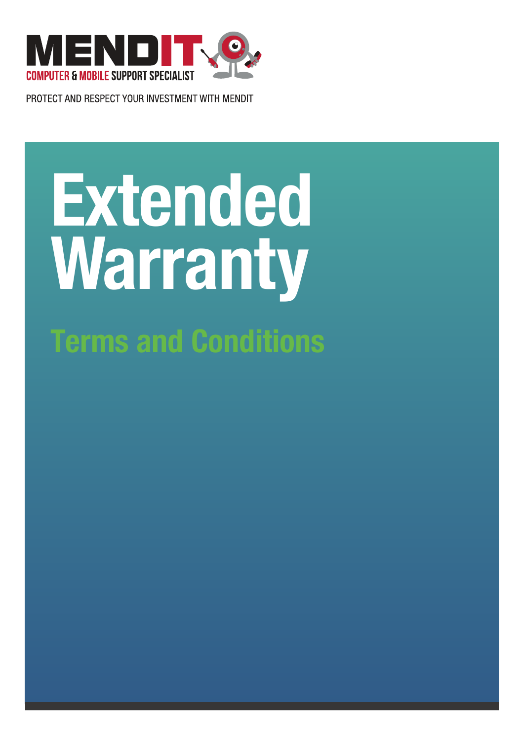MENDIT

COMPUTER & MOBILE SUPPORT SPECIALIST

PROTECT AND RESPECT YOUR INVESTMENT WITH MENDIT

# Extended Warranty

## Terms and Conditions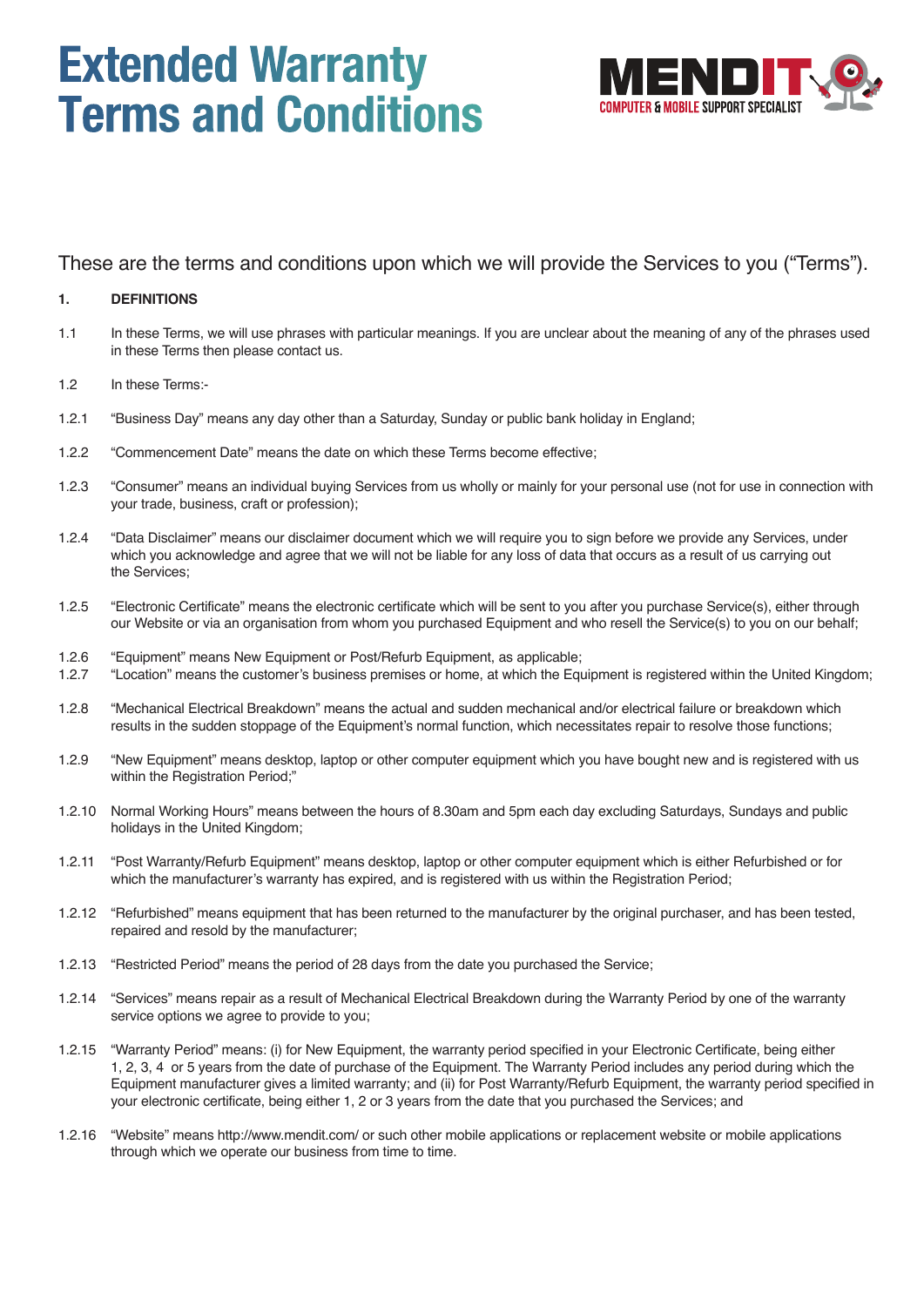# Extended Warranty Terms and Conditions

MENDIT COMPUTER & MOBILE SUPPORT SPECIALIST

These are the terms and conditions upon which we will provide the Services to you (“Terms”).

**1. DEFINITIONS**

1.1 In these Terms, we will use phrases with particular meanings. If you are unclear about the meaning of any of the phrases used in these Terms then please contact us.

1.2 In these Terms:-

1.2.1 “Business Day” means any day other than a Saturday, Sunday or public bank holiday in England;

1.2.2 “Commencement Date” means the date on which these Terms become effective;

1.2.3 “Consumer” means an individual buying Services from us wholly or mainly for your personal use (not for use in connection with your trade, business, craft or profession);

1.2.4 “Data Disclaimer” means our disclaimer document which we will require you to sign before we provide any Services, under which you acknowledge and agree that we will not be liable for any loss of data that occurs as a result of us carrying out the Services;

1.2.5 “Electronic Certificate” means the electronic certificate which will be sent to you after you purchase Service(s), either through our Website or via an organisation from whom you purchased Equipment and who resell the Service(s) to you on our behalf;

1.2.6 “Equipment” means New Equipment or Post/Refurb Equipment, as applicable;

1.2.7 “Location” means the customer’s business premises or home, at which the Equipment is registered within the United Kingdom;

1.2.8 “Mechanical Electrical Breakdown” means the actual and sudden mechanical and/or electrical failure or breakdown which results in the sudden stoppage of the Equipment’s normal function, which necessitates repair to resolve those functions;

1.2.9 “New Equipment” means desktop, laptop or other computer equipment which you have bought new and is registered with us within the Registration Period;”

1.2.10 Normal Working Hours” means between the hours of 8.30am and 5pm each day excluding Saturdays, Sundays and public holidays in the United Kingdom;

1.2.11 “Post Warranty/Refurb Equipment” means desktop, laptop or other computer equipment which is either Refurbished or for which the manufacturer’s warranty has expired, and is registered with us within the Registration Period;

1.2.12 “Refurbished” means equipment that has been returned to the manufacturer by the original purchaser, and has been tested, repaired and resold by the manufacturer;

1.2.13 “Restricted Period” means the period of 28 days from the date you purchased the Service;

1.2.14 “Services” means repair as a result of Mechanical Electrical Breakdown during the Warranty Period by one of the warranty service options we agree to provide to you;

1.2.15 “Warranty Period” means: (i) for New Equipment, the warranty period specified in your Electronic Certificate, being either 1, 2, 3, 4 or 5 years from the date of purchase of the Equipment. The Warranty Period includes any period during which the Equipment manufacturer gives a limited warranty; and (ii) for Post Warranty/Refurb Equipment, the warranty period specified in your electronic certificate, being either 1, 2 or 3 years from the date that you purchased the Services; and

1.2.16 “Website” means http://www.mendit.com/ or such other mobile applications or replacement website or mobile applications through which we operate our business from time to time.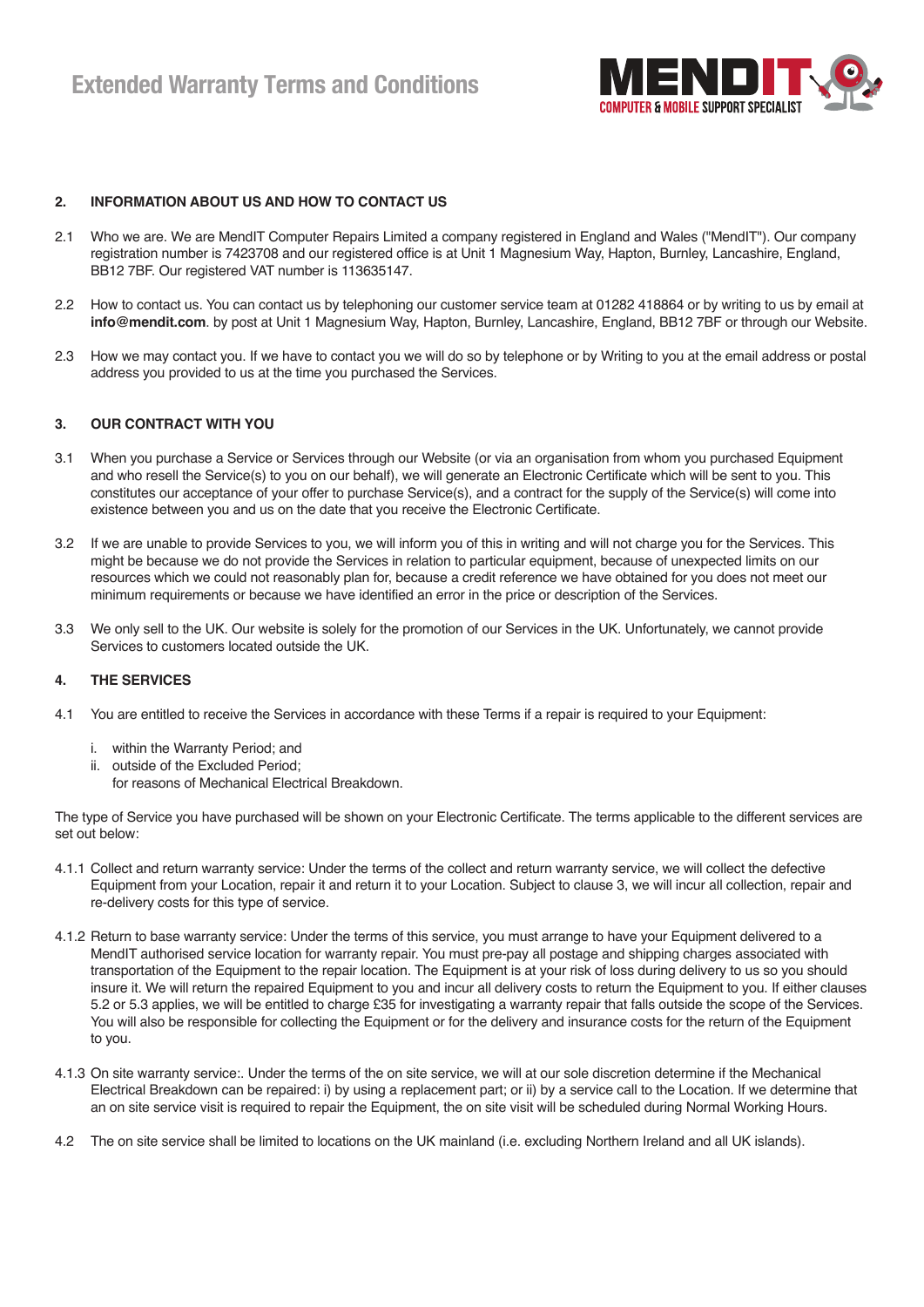## 2. INFORMATION ABOUT US AND HOW TO CONTACT US

2.1 Who we are. We are MendIT Computer Repairs Limited a company registered in England and Wales ("MendIT"). Our company registration number is 7423708 and our registered office is at Unit 1 Magnesium Way, Hapton, Burnley, Lancashire, England, BB12 7BF. Our registered VAT number is 113635147.

2.2 How to contact us. You can contact us by telephoning our customer service team at 01282 418864 or by writing to us by email at **info@mendit.com**. by post at Unit 1 Magnesium Way, Hapton, Burnley, Lancashire, England, BB12 7BF or through our Website.

2.3 How we may contact you. If we have to contact you we will do so by telephone or by Writing to you at the email address or postal address you provided to us at the time you purchased the Services.

## 3. OUR CONTRACT WITH YOU

3.1 When you purchase a Service or Services through our Website (or via an organisation from whom you purchased Equipment and who resell the Service(s) to you on our behalf), we will generate an Electronic Certificate which will be sent to you. This constitutes our acceptance of your offer to purchase Service(s), and a contract for the supply of the Service(s) will come into existence between you and us on the date that you receive the Electronic Certificate.

3.2 If we are unable to provide Services to you, we will inform you of this in writing and will not charge you for the Services. This might be because we do not provide the Services in relation to particular equipment, because of unexpected limits on our resources which we could not reasonably plan for, because a credit reference we have obtained for you does not meet our minimum requirements or because we have identified an error in the price or description of the Services.

3.3 We only sell to the UK. Our website is solely for the promotion of our Services in the UK. Unfortunately, we cannot provide Services to customers located outside the UK.

## 4. THE SERVICES

4.1 You are entitled to receive the Services in accordance with these Terms if a repair is required to your Equipment:

i. within the Warranty Period; and
ii. outside of the Excluded Period;
for reasons of Mechanical Electrical Breakdown.

The type of Service you have purchased will be shown on your Electronic Certificate. The terms applicable to the different services are set out below:

4.1.1 Collect and return warranty service: Under the terms of the collect and return warranty service, we will collect the defective Equipment from your Location, repair it and return it to your Location. Subject to clause 3, we will incur all collection, repair and re-delivery costs for this type of service.

4.1.2 Return to base warranty service: Under the terms of this service, you must arrange to have your Equipment delivered to a MendIT authorised service location for warranty repair. You must pre-pay all postage and shipping charges associated with transportation of the Equipment to the repair location. The Equipment is at your risk of loss during delivery to us so you should insure it. We will return the repaired Equipment to you and incur all delivery costs to return the Equipment to you. If either clauses 5.2 or 5.3 applies, we will be entitled to charge £35 for investigating a warranty repair that falls outside the scope of the Services. You will also be responsible for collecting the Equipment or for the delivery and insurance costs for the return of the Equipment to you.

4.1.3 On site warranty service:. Under the terms of the on site service, we will at our sole discretion determine if the Mechanical Electrical Breakdown can be repaired: i) by using a replacement part; or ii) by a service call to the Location. If we determine that an on site service visit is required to repair the Equipment, the on site visit will be scheduled during Normal Working Hours.

4.2 The on site service shall be limited to locations on the UK mainland (i.e. excluding Northern Ireland and all UK islands).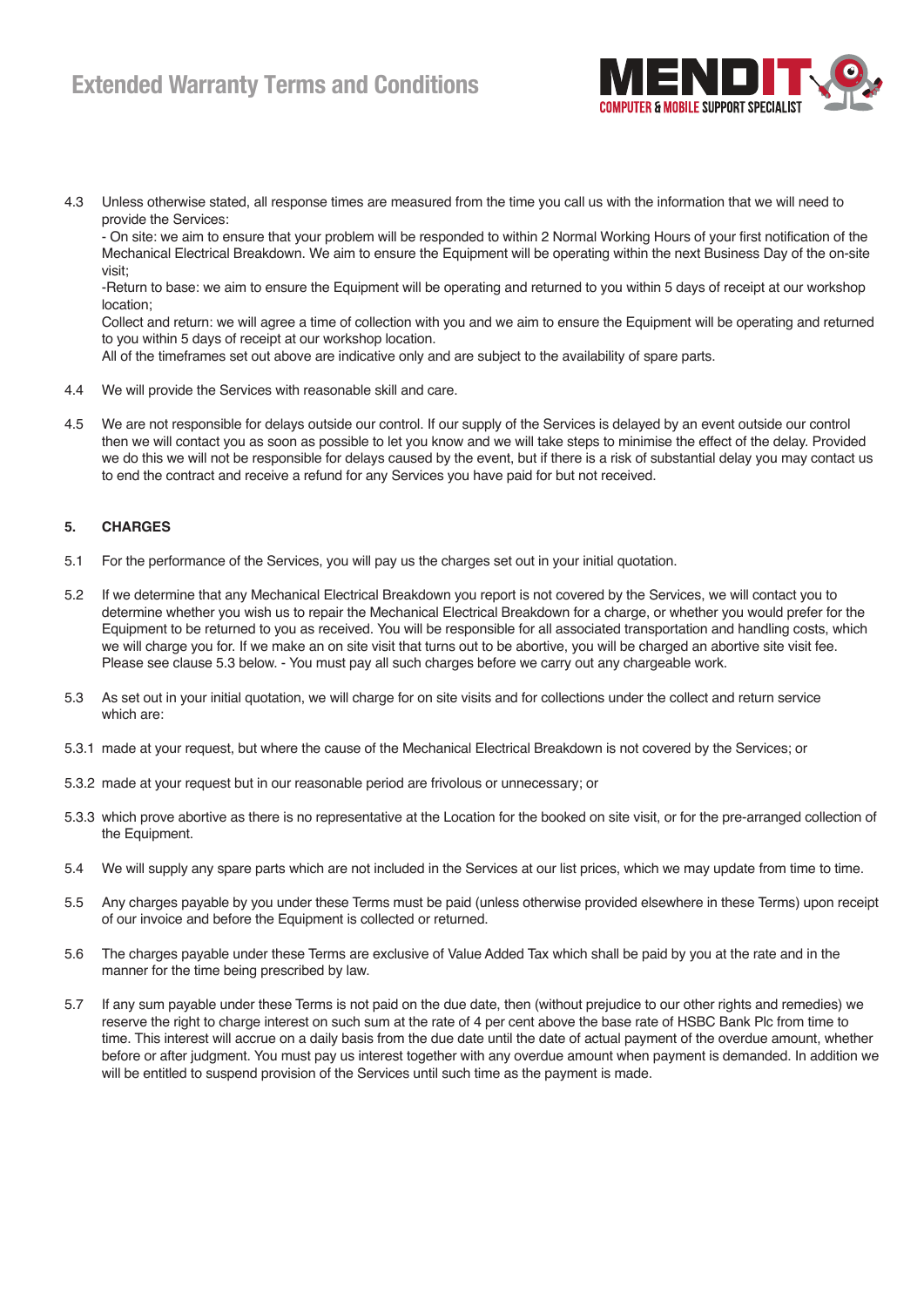4.3 Unless otherwise stated, all response times are measured from the time you call us with the information that we will need to provide the Services:
- On site: we aim to ensure that your problem will be responded to within 2 Normal Working Hours of your first notification of the Mechanical Electrical Breakdown. We aim to ensure the Equipment will be operating within the next Business Day of the on-site visit;
-Return to base: we aim to ensure the Equipment will be operating and returned to you within 5 days of receipt at our workshop location;
Collect and return: we will agree a time of collection with you and we aim to ensure the Equipment will be operating and returned to you within 5 days of receipt at our workshop location.
All of the timeframes set out above are indicative only and are subject to the availability of spare parts.

4.4 We will provide the Services with reasonable skill and care.

4.5 We are not responsible for delays outside our control. If our supply of the Services is delayed by an event outside our control then we will contact you as soon as possible to let you know and we will take steps to minimise the effect of the delay. Provided we do this we will not be responsible for delays caused by the event, but if there is a risk of substantial delay you may contact us to end the contract and receive a refund for any Services you have paid for but not received.

## 5. CHARGES

5.1 For the performance of the Services, you will pay us the charges set out in your initial quotation.

5.2 If we determine that any Mechanical Electrical Breakdown you report is not covered by the Services, we will contact you to determine whether you wish us to repair the Mechanical Electrical Breakdown for a charge, or whether you would prefer for the Equipment to be returned to you as received. You will be responsible for all associated transportation and handling costs, which we will charge you for. If we make an on site visit that turns out to be abortive, you will be charged an abortive site visit fee. Please see clause 5.3 below. - You must pay all such charges before we carry out any chargeable work.

5.3 As set out in your initial quotation, we will charge for on site visits and for collections under the collect and return service which are:

5.3.1 made at your request, but where the cause of the Mechanical Electrical Breakdown is not covered by the Services; or

5.3.2 made at your request but in our reasonable period are frivolous or unnecessary; or

5.3.3 which prove abortive as there is no representative at the Location for the booked on site visit, or for the pre-arranged collection of the Equipment.

5.4 We will supply any spare parts which are not included in the Services at our list prices, which we may update from time to time.

5.5 Any charges payable by you under these Terms must be paid (unless otherwise provided elsewhere in these Terms) upon receipt of our invoice and before the Equipment is collected or returned.

5.6 The charges payable under these Terms are exclusive of Value Added Tax which shall be paid by you at the rate and in the manner for the time being prescribed by law.

5.7 If any sum payable under these Terms is not paid on the due date, then (without prejudice to our other rights and remedies) we reserve the right to charge interest on such sum at the rate of 4 per cent above the base rate of HSBC Bank Plc from time to time. This interest will accrue on a daily basis from the due date until the date of actual payment of the overdue amount, whether before or after judgment. You must pay us interest together with any overdue amount when payment is demanded. In addition we will be entitled to suspend provision of the Services until such time as the payment is made.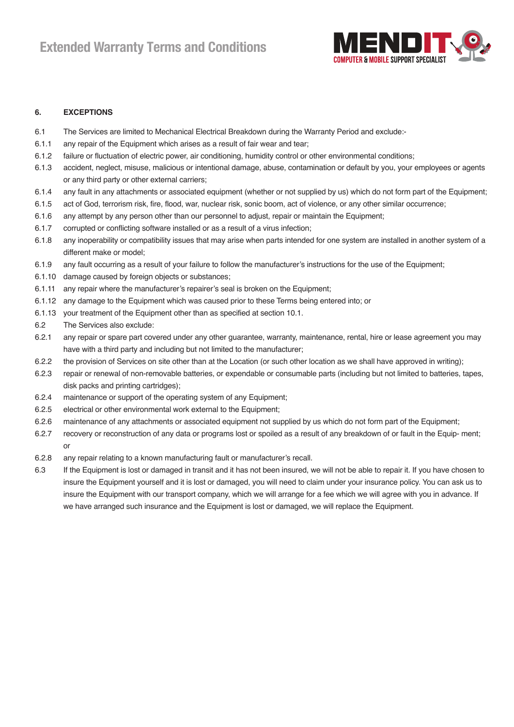**6. EXCEPTIONS**

6.1 The Services are limited to Mechanical Electrical Breakdown during the Warranty Period and exclude:-

6.1.1 any repair of the Equipment which arises as a result of fair wear and tear;

6.1.2 failure or fluctuation of electric power, air conditioning, humidity control or other environmental conditions;

6.1.3 accident, neglect, misuse, malicious or intentional damage, abuse, contamination or default by you, your employees or agents or any third party or other external carriers;

6.1.4 any fault in any attachments or associated equipment (whether or not supplied by us) which do not form part of the Equipment;

6.1.5 act of God, terrorism risk, fire, flood, war, nuclear risk, sonic boom, act of violence, or any other similar occurrence;

6.1.6 any attempt by any person other than our personnel to adjust, repair or maintain the Equipment;

6.1.7 corrupted or conflicting software installed or as a result of a virus infection;

6.1.8 any inoperability or compatibility issues that may arise when parts intended for one system are installed in another system of a different make or model;

6.1.9 any fault occurring as a result of your failure to follow the manufacturer's instructions for the use of the Equipment;

6.1.10 damage caused by foreign objects or substances;

6.1.11 any repair where the manufacturer's repairer's seal is broken on the Equipment;

6.1.12 any damage to the Equipment which was caused prior to these Terms being entered into; or

6.1.13 your treatment of the Equipment other than as specified at section 10.1.

6.2 The Services also exclude:

6.2.1 any repair or spare part covered under any other guarantee, warranty, maintenance, rental, hire or lease agreement you may have with a third party and including but not limited to the manufacturer;

6.2.2 the provision of Services on site other than at the Location (or such other location as we shall have approved in writing);

6.2.3 repair or renewal of non-removable batteries, or expendable or consumable parts (including but not limited to batteries, tapes, disk packs and printing cartridges);

6.2.4 maintenance or support of the operating system of any Equipment;

6.2.5 electrical or other environmental work external to the Equipment;

6.2.6 maintenance of any attachments or associated equipment not supplied by us which do not form part of the Equipment;

6.2.7 recovery or reconstruction of any data or programs lost or spoiled as a result of any breakdown of or fault in the Equip- ment; or

6.2.8 any repair relating to a known manufacturing fault or manufacturer's recall.

6.3 If the Equipment is lost or damaged in transit and it has not been insured, we will not be able to repair it. If you have chosen to insure the Equipment yourself and it is lost or damaged, you will need to claim under your insurance policy. You can ask us to insure the Equipment with our transport company, which we will arrange for a fee which we will agree with you in advance. If we have arranged such insurance and the Equipment is lost or damaged, we will replace the Equipment.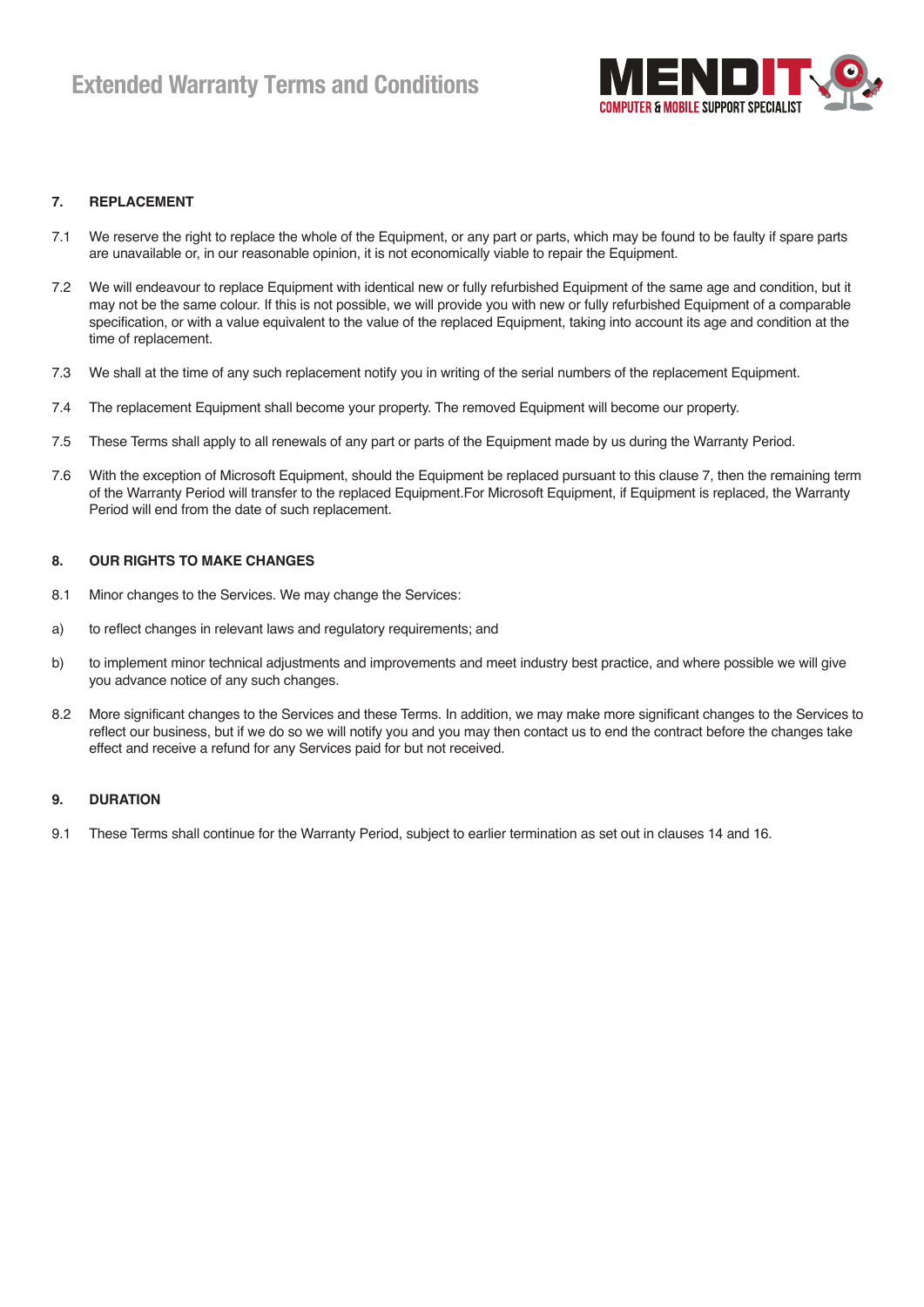## 7. REPLACEMENT

7.1 We reserve the right to replace the whole of the Equipment, or any part or parts, which may be found to be faulty if spare parts are unavailable or, in our reasonable opinion, it is not economically viable to repair the Equipment.

7.2 We will endeavour to replace Equipment with identical new or fully refurbished Equipment of the same age and condition, but it may not be the same colour. If this is not possible, we will provide you with new or fully refurbished Equipment of a comparable specification, or with a value equivalent to the value of the replaced Equipment, taking into account its age and condition at the time of replacement.

7.3 We shall at the time of any such replacement notify you in writing of the serial numbers of the replacement Equipment.

7.4 The replacement Equipment shall become your property. The removed Equipment will become our property.

7.5 These Terms shall apply to all renewals of any part or parts of the Equipment made by us during the Warranty Period.

7.6 With the exception of Microsoft Equipment, should the Equipment be replaced pursuant to this clause 7, then the remaining term of the Warranty Period will transfer to the replaced Equipment.For Microsoft Equipment, if Equipment is replaced, the Warranty Period will end from the date of such replacement.

## 8. OUR RIGHTS TO MAKE CHANGES

8.1 Minor changes to the Services. We may change the Services:

a) to reflect changes in relevant laws and regulatory requirements; and

b) to implement minor technical adjustments and improvements and meet industry best practice, and where possible we will give you advance notice of any such changes.

8.2 More significant changes to the Services and these Terms. In addition, we may make more significant changes to the Services to reflect our business, but if we do so we will notify you and you may then contact us to end the contract before the changes take effect and receive a refund for any Services paid for but not received.

## 9. DURATION

9.1 These Terms shall continue for the Warranty Period, subject to earlier termination as set out in clauses 14 and 16.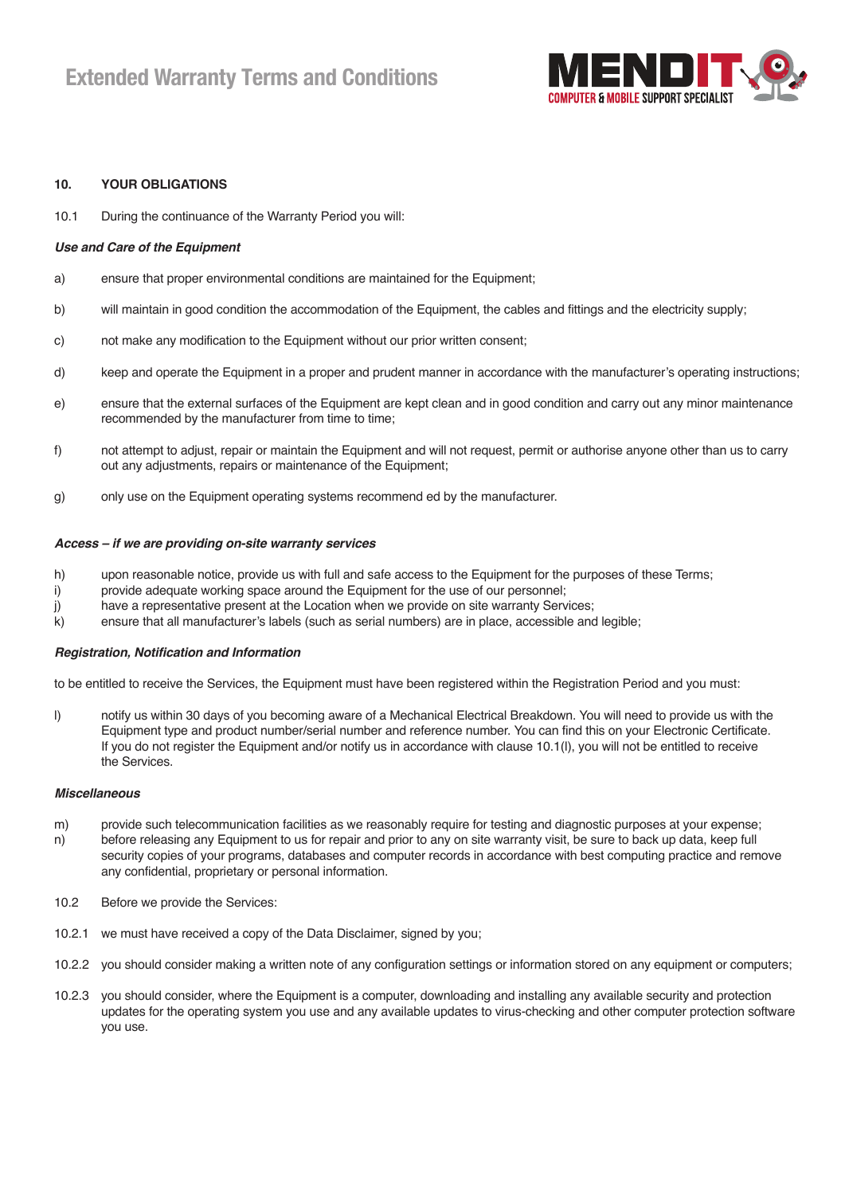## 10. YOUR OBLIGATIONS

10.1 During the continuance of the Warranty Period you will:

***Use and Care of the Equipment***

a) ensure that proper environmental conditions are maintained for the Equipment;

b) will maintain in good condition the accommodation of the Equipment, the cables and fittings and the electricity supply;

c) not make any modification to the Equipment without our prior written consent;

d) keep and operate the Equipment in a proper and prudent manner in accordance with the manufacturer's operating instructions;

e) ensure that the external surfaces of the Equipment are kept clean and in good condition and carry out any minor maintenance recommended by the manufacturer from time to time;

f) not attempt to adjust, repair or maintain the Equipment and will not request, permit or authorise anyone other than us to carry out any adjustments, repairs or maintenance of the Equipment;

g) only use on the Equipment operating systems recommend ed by the manufacturer.

***Access – if we are providing on-site warranty services***

h) upon reasonable notice, provide us with full and safe access to the Equipment for the purposes of these Terms;
i) provide adequate working space around the Equipment for the use of our personnel;
j) have a representative present at the Location when we provide on site warranty Services;
k) ensure that all manufacturer's labels (such as serial numbers) are in place, accessible and legible;

***Registration, Notification and Information***

to be entitled to receive the Services, the Equipment must have been registered within the Registration Period and you must:

l) notify us within 30 days of you becoming aware of a Mechanical Electrical Breakdown. You will need to provide us with the Equipment type and product number/serial number and reference number. You can find this on your Electronic Certificate. If you do not register the Equipment and/or notify us in accordance with clause 10.1(l), you will not be entitled to receive the Services.

***Miscellaneous***

m) provide such telecommunication facilities as we reasonably require for testing and diagnostic purposes at your expense;
n) before releasing any Equipment to us for repair and prior to any on site warranty visit, be sure to back up data, keep full security copies of your programs, databases and computer records in accordance with best computing practice and remove any confidential, proprietary or personal information.

10.2 Before we provide the Services:

10.2.1 we must have received a copy of the Data Disclaimer, signed by you;

10.2.2 you should consider making a written note of any configuration settings or information stored on any equipment or computers;

10.2.3 you should consider, where the Equipment is a computer, downloading and installing any available security and protection updates for the operating system you use and any available updates to virus-checking and other computer protection software you use.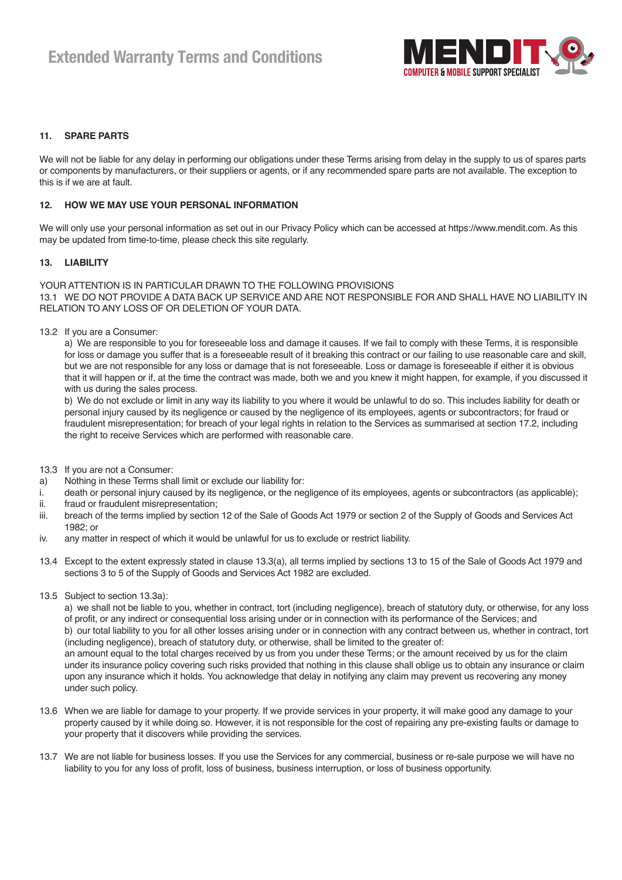## 11. SPARE PARTS

We will not be liable for any delay in performing our obligations under these Terms arising from delay in the supply to us of spares parts or components by manufacturers, or their suppliers or agents, or if any recommended spare parts are not available. The exception to this is if we are at fault.

## 12. HOW WE MAY USE YOUR PERSONAL INFORMATION

We will only use your personal information as set out in our Privacy Policy which can be accessed at https://www.mendit.com. As this may be updated from time-to-time, please check this site regularly.

## 13. LIABILITY

YOUR ATTENTION IS IN PARTICULAR DRAWN TO THE FOLLOWING PROVISIONS
13.1 WE DO NOT PROVIDE A DATA BACK UP SERVICE AND ARE NOT RESPONSIBLE FOR AND SHALL HAVE NO LIABILITY IN RELATION TO ANY LOSS OF OR DELETION OF YOUR DATA.

13.2 If you are a Consumer:

a) We are responsible to you for foreseeable loss and damage it causes. If we fail to comply with these Terms, it is responsible for loss or damage you suffer that is a foreseeable result of it breaking this contract or our failing to use reasonable care and skill, but we are not responsible for any loss or damage that is not foreseeable. Loss or damage is foreseeable if either it is obvious that it will happen or if, at the time the contract was made, both we and you knew it might happen, for example, if you discussed it with us during the sales process.

b) We do not exclude or limit in any way its liability to you where it would be unlawful to do so. This includes liability for death or personal injury caused by its negligence or caused by the negligence of its employees, agents or subcontractors; for fraud or fraudulent misrepresentation; for breach of your legal rights in relation to the Services as summarised at section 17.2, including the right to receive Services which are performed with reasonable care.

13.3 If you are not a Consumer:

a) Nothing in these Terms shall limit or exclude our liability for:

i. death or personal injury caused by its negligence, or the negligence of its employees, agents or subcontractors (as applicable);

ii. fraud or fraudulent misrepresentation;

iii. breach of the terms implied by section 12 of the Sale of Goods Act 1979 or section 2 of the Supply of Goods and Services Act 1982; or

iv. any matter in respect of which it would be unlawful for us to exclude or restrict liability.

13.4 Except to the extent expressly stated in clause 13.3(a), all terms implied by sections 13 to 15 of the Sale of Goods Act 1979 and sections 3 to 5 of the Supply of Goods and Services Act 1982 are excluded.

13.5 Subject to section 13.3a):

a) we shall not be liable to you, whether in contract, tort (including negligence), breach of statutory duty, or otherwise, for any loss of profit, or any indirect or consequential loss arising under or in connection with its performance of the Services; and

b) our total liability to you for all other losses arising under or in connection with any contract between us, whether in contract, tort (including negligence), breach of statutory duty, or otherwise, shall be limited to the greater of:

an amount equal to the total charges received by us from you under these Terms; or the amount received by us for the claim under its insurance policy covering such risks provided that nothing in this clause shall oblige us to obtain any insurance or claim upon any insurance which it holds. You acknowledge that delay in notifying any claim may prevent us recovering any money under such policy.

13.6 When we are liable for damage to your property. If we provide services in your property, it will make good any damage to your property caused by it while doing so. However, it is not responsible for the cost of repairing any pre-existing faults or damage to your property that it discovers while providing the services.

13.7 We are not liable for business losses. If you use the Services for any commercial, business or re-sale purpose we will have no liability to you for any loss of profit, loss of business, business interruption, or loss of business opportunity.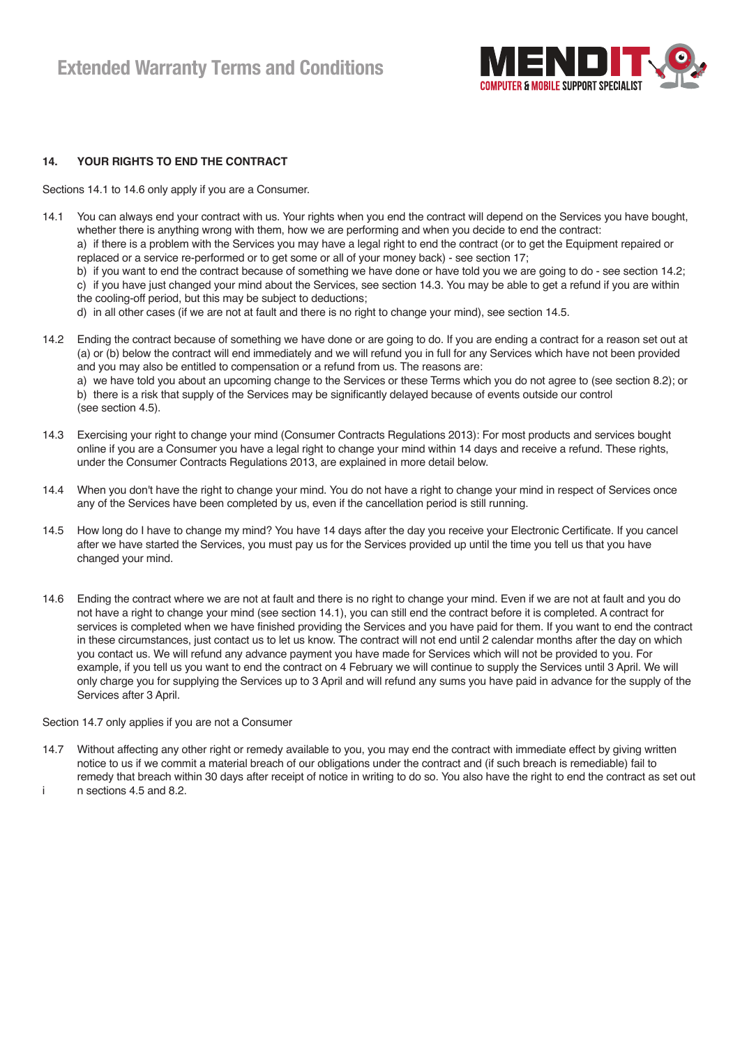## 14. YOUR RIGHTS TO END THE CONTRACT

Sections 14.1 to 14.6 only apply if you are a Consumer.

14.1 You can always end your contract with us. Your rights when you end the contract will depend on the Services you have bought, whether there is anything wrong with them, how we are performing and when you decide to end the contract:

a) if there is a problem with the Services you may have a legal right to end the contract (or to get the Equipment repaired or replaced or a service re-performed or to get some or all of your money back) - see section 17;

b) if you want to end the contract because of something we have done or have told you we are going to do - see section 14.2;

c) if you have just changed your mind about the Services, see section 14.3. You may be able to get a refund if you are within the cooling-off period, but this may be subject to deductions;

d) in all other cases (if we are not at fault and there is no right to change your mind), see section 14.5.

14.2 Ending the contract because of something we have done or are going to do. If you are ending a contract for a reason set out at (a) or (b) below the contract will end immediately and we will refund you in full for any Services which have not been provided and you may also be entitled to compensation or a refund from us. The reasons are:

a) we have told you about an upcoming change to the Services or these Terms which you do not agree to (see section 8.2); or

b) there is a risk that supply of the Services may be significantly delayed because of events outside our control (see section 4.5).

14.3 Exercising your right to change your mind (Consumer Contracts Regulations 2013): For most products and services bought online if you are a Consumer you have a legal right to change your mind within 14 days and receive a refund. These rights, under the Consumer Contracts Regulations 2013, are explained in more detail below.

14.4 When you don't have the right to change your mind. You do not have a right to change your mind in respect of Services once any of the Services have been completed by us, even if the cancellation period is still running.

14.5 How long do I have to change my mind? You have 14 days after the day you receive your Electronic Certificate. If you cancel after we have started the Services, you must pay us for the Services provided up until the time you tell us that you have changed your mind.

14.6 Ending the contract where we are not at fault and there is no right to change your mind. Even if we are not at fault and you do not have a right to change your mind (see section 14.1), you can still end the contract before it is completed. A contract for services is completed when we have finished providing the Services and you have paid for them. If you want to end the contract in these circumstances, just contact us to let us know. The contract will not end until 2 calendar months after the day on which you contact us. We will refund any advance payment you have made for Services which will not be provided to you. For example, if you tell us you want to end the contract on 4 February we will continue to supply the Services until 3 April. We will only charge you for supplying the Services up to 3 April and will refund any sums you have paid in advance for the supply of the Services after 3 April.

Section 14.7 only applies if you are not a Consumer

14.7 Without affecting any other right or remedy available to you, you may end the contract with immediate effect by giving written notice to us if we commit a material breach of our obligations under the contract and (if such breach is remediable) fail to remedy that breach within 30 days after receipt of notice in writing to do so. You also have the right to end the contract as set out in sections 4.5 and 8.2.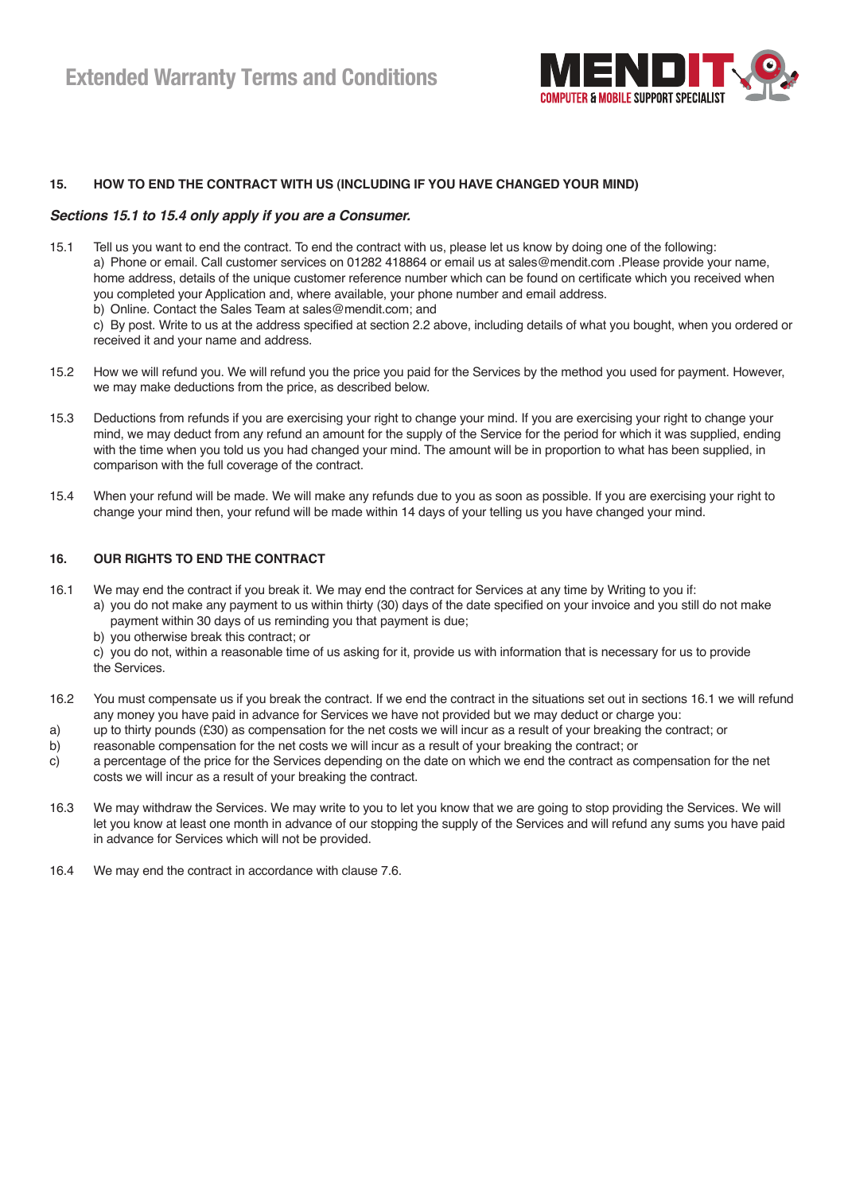## 15. HOW TO END THE CONTRACT WITH US (INCLUDING IF YOU HAVE CHANGED YOUR MIND)

***Sections 15.1 to 15.4 only apply if you are a Consumer.***

15.1 Tell us you want to end the contract. To end the contract with us, please let us know by doing one of the following:
a) Phone or email. Call customer services on 01282 418864 or email us at sales@mendit.com .Please provide your name, home address, details of the unique customer reference number which can be found on certificate which you received when you completed your Application and, where available, your phone number and email address.
b) Online. Contact the Sales Team at sales@mendit.com; and
c) By post. Write to us at the address specified at section 2.2 above, including details of what you bought, when you ordered or received it and your name and address.

15.2 How we will refund you. We will refund you the price you paid for the Services by the method you used for payment. However, we may make deductions from the price, as described below.

15.3 Deductions from refunds if you are exercising your right to change your mind. If you are exercising your right to change your mind, we may deduct from any refund an amount for the supply of the Service for the period for which it was supplied, ending with the time when you told us you had changed your mind. The amount will be in proportion to what has been supplied, in comparison with the full coverage of the contract.

15.4 When your refund will be made. We will make any refunds due to you as soon as possible. If you are exercising your right to change your mind then, your refund will be made within 14 days of your telling us you have changed your mind.

## 16. OUR RIGHTS TO END THE CONTRACT

16.1 We may end the contract if you break it. We may end the contract for Services at any time by Writing to you if:
a) you do not make any payment to us within thirty (30) days of the date specified on your invoice and you still do not make payment within 30 days of us reminding you that payment is due;
b) you otherwise break this contract; or
c) you do not, within a reasonable time of us asking for it, provide us with information that is necessary for us to provide the Services.

16.2 You must compensate us if you break the contract. If we end the contract in the situations set out in sections 16.1 we will refund any money you have paid in advance for Services we have not provided but we may deduct or charge you:
a) up to thirty pounds (£30) as compensation for the net costs we will incur as a result of your breaking the contract; or
b) reasonable compensation for the net costs we will incur as a result of your breaking the contract; or
c) a percentage of the price for the Services depending on the date on which we end the contract as compensation for the net costs we will incur as a result of your breaking the contract.

16.3 We may withdraw the Services. We may write to you to let you know that we are going to stop providing the Services. We will let you know at least one month in advance of our stopping the supply of the Services and will refund any sums you have paid in advance for Services which will not be provided.

16.4 We may end the contract in accordance with clause 7.6.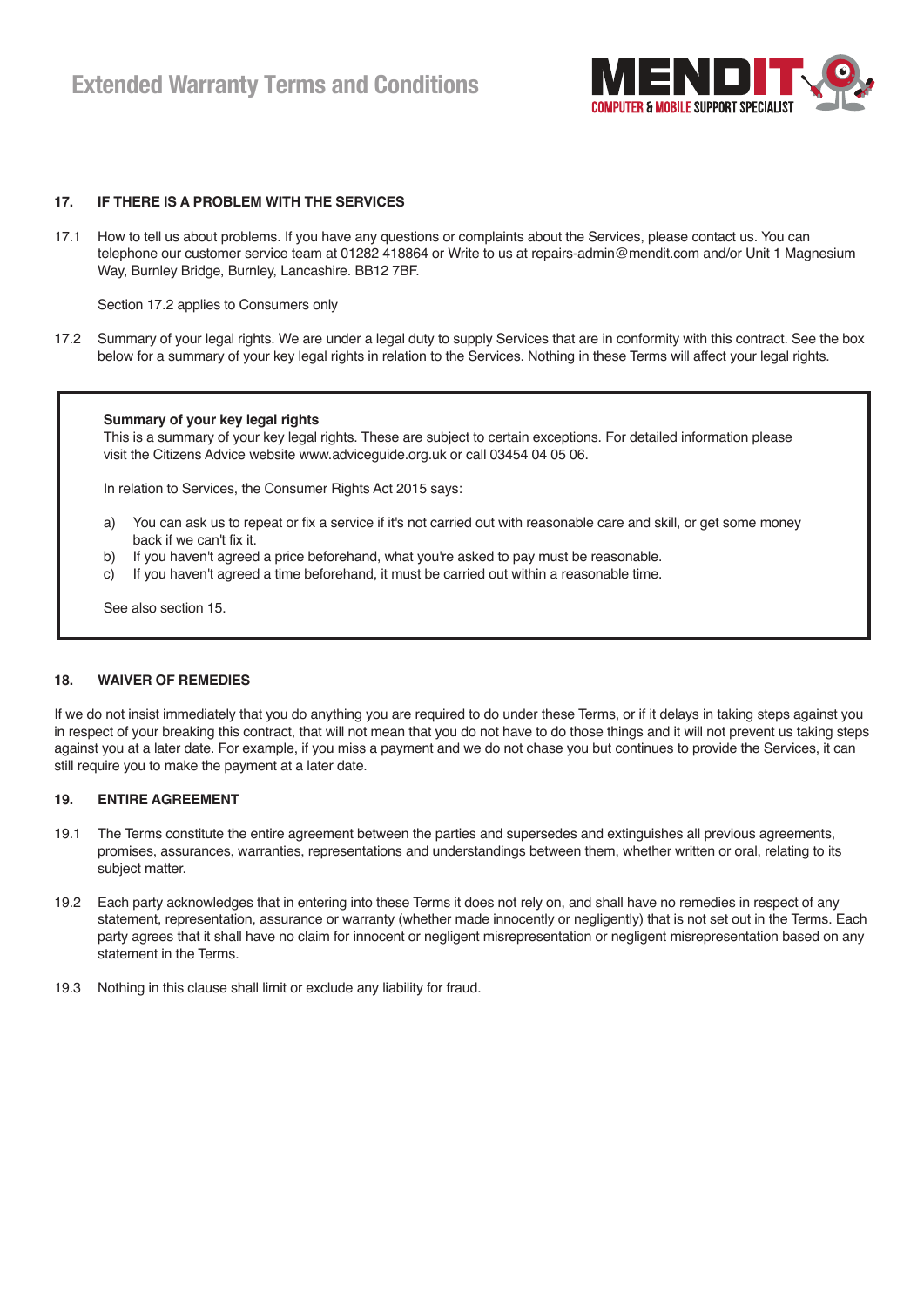## 17. IF THERE IS A PROBLEM WITH THE SERVICES

17.1 How to tell us about problems. If you have any questions or complaints about the Services, please contact us. You can telephone our customer service team at 01282 418864 or Write to us at repairs-admin@mendit.com and/or Unit 1 Magnesium Way, Burnley Bridge, Burnley, Lancashire. BB12 7BF.

Section 17.2 applies to Consumers only

17.2 Summary of your legal rights. We are under a legal duty to supply Services that are in conformity with this contract. See the box below for a summary of your key legal rights in relation to the Services. Nothing in these Terms will affect your legal rights.

> **Summary of your key legal rights**
> This is a summary of your key legal rights. These are subject to certain exceptions. For detailed information please visit the Citizens Advice website www.adviceguide.org.uk or call 03454 04 05 06.
>
> In relation to Services, the Consumer Rights Act 2015 says:
>
> a) You can ask us to repeat or fix a service if it's not carried out with reasonable care and skill, or get some money back if we can't fix it.
> b) If you haven't agreed a price beforehand, what you're asked to pay must be reasonable.
> c) If you haven't agreed a time beforehand, it must be carried out within a reasonable time.
>
> See also section 15.

## 18. WAIVER OF REMEDIES

If we do not insist immediately that you do anything you are required to do under these Terms, or if it delays in taking steps against you in respect of your breaking this contract, that will not mean that you do not have to do those things and it will not prevent us taking steps against you at a later date. For example, if you miss a payment and we do not chase you but continues to provide the Services, it can still require you to make the payment at a later date.

## 19. ENTIRE AGREEMENT

19.1 The Terms constitute the entire agreement between the parties and supersedes and extinguishes all previous agreements, promises, assurances, warranties, representations and understandings between them, whether written or oral, relating to its subject matter.

19.2 Each party acknowledges that in entering into these Terms it does not rely on, and shall have no remedies in respect of any statement, representation, assurance or warranty (whether made innocently or negligently) that is not set out in the Terms. Each party agrees that it shall have no claim for innocent or negligent misrepresentation or negligent misrepresentation based on any statement in the Terms.

19.3 Nothing in this clause shall limit or exclude any liability for fraud.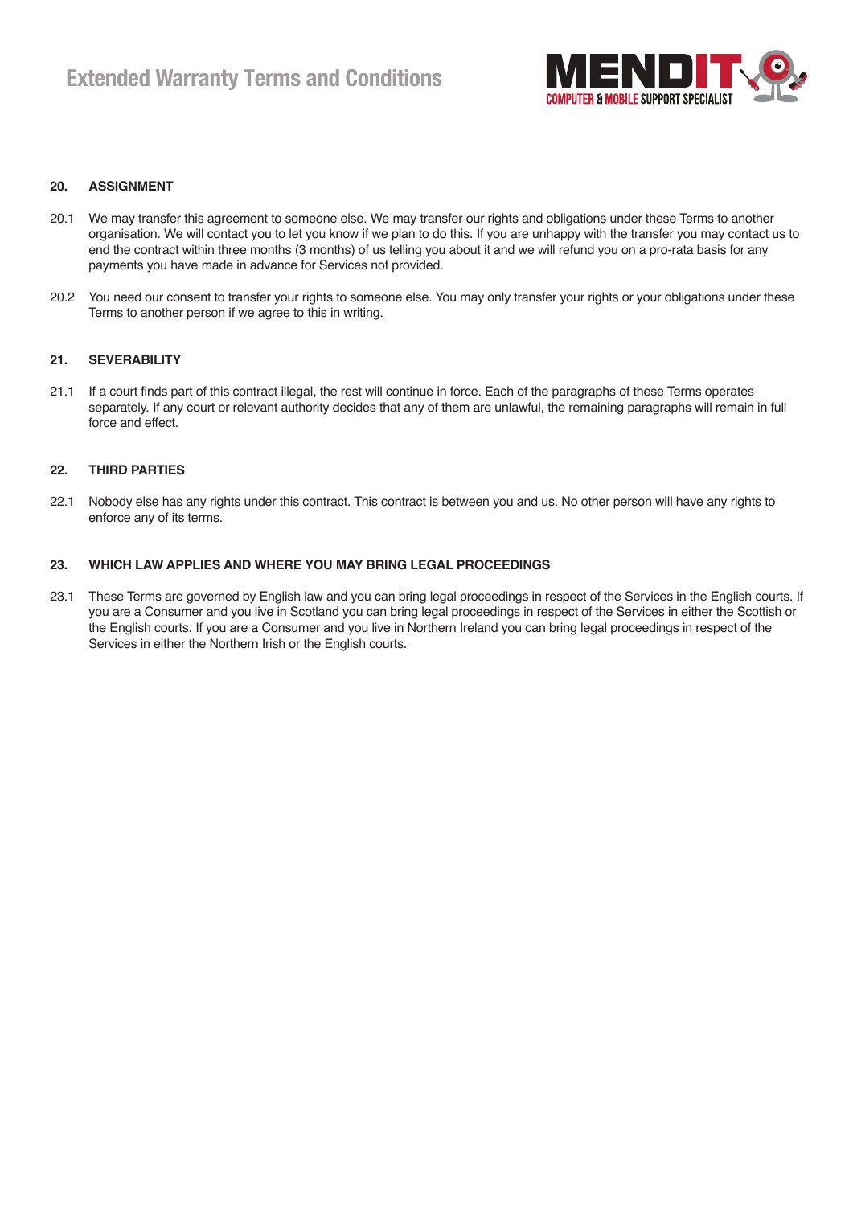## 20. ASSIGNMENT

20.1 We may transfer this agreement to someone else. We may transfer our rights and obligations under these Terms to another organisation. We will contact you to let you know if we plan to do this. If you are unhappy with the transfer you may contact us to end the contract within three months (3 months) of us telling you about it and we will refund you on a pro-rata basis for any payments you have made in advance for Services not provided.

20.2 You need our consent to transfer your rights to someone else. You may only transfer your rights or your obligations under these Terms to another person if we agree to this in writing.

## 21. SEVERABILITY

21.1 If a court finds part of this contract illegal, the rest will continue in force. Each of the paragraphs of these Terms operates separately. If any court or relevant authority decides that any of them are unlawful, the remaining paragraphs will remain in full force and effect.

## 22. THIRD PARTIES

22.1 Nobody else has any rights under this contract. This contract is between you and us. No other person will have any rights to enforce any of its terms.

## 23. WHICH LAW APPLIES AND WHERE YOU MAY BRING LEGAL PROCEEDINGS

23.1 These Terms are governed by English law and you can bring legal proceedings in respect of the Services in the English courts. If you are a Consumer and you live in Scotland you can bring legal proceedings in respect of the Services in either the Scottish or the English courts. If you are a Consumer and you live in Northern Ireland you can bring legal proceedings in respect of the Services in either the Northern Irish or the English courts.